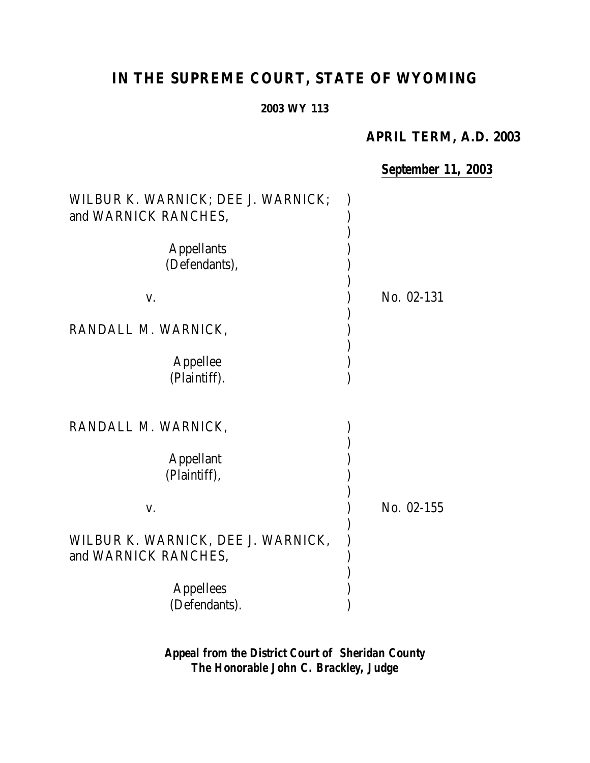# IN THE SUPREME COURT, STATE OF WYOMING

**2003 WY 113**

**APRIL TERM, A.D. 2003**

**September 11, 2003**

| | | |
|---|---|---|
| WILBUR K. WARNICK; DEE J. WARNICK; and WARNICK RANCHES, | ) | |
| | ) | |
| Appellants (Defendants), | ) | |
| | ) | |
| v. | ) | No. 02-131 |
| | ) | |
| RANDALL M. WARNICK, | ) | |
| | ) | |
| Appellee (Plaintiff). | ) | |

| | | |
|---|---|---|
| RANDALL M. WARNICK, | ) | |
| | ) | |
| Appellant (Plaintiff), | ) | |
| | ) | |
| v. | ) | No. 02-155 |
| | ) | |
| WILBUR K. WARNICK, DEE J. WARNICK, and WARNICK RANCHES, | ) | |
| | ) | |
| Appellees (Defendants). | ) | |

***Appeal from the District Court of Sheridan County***
***The Honorable John C. Brackley, Judge***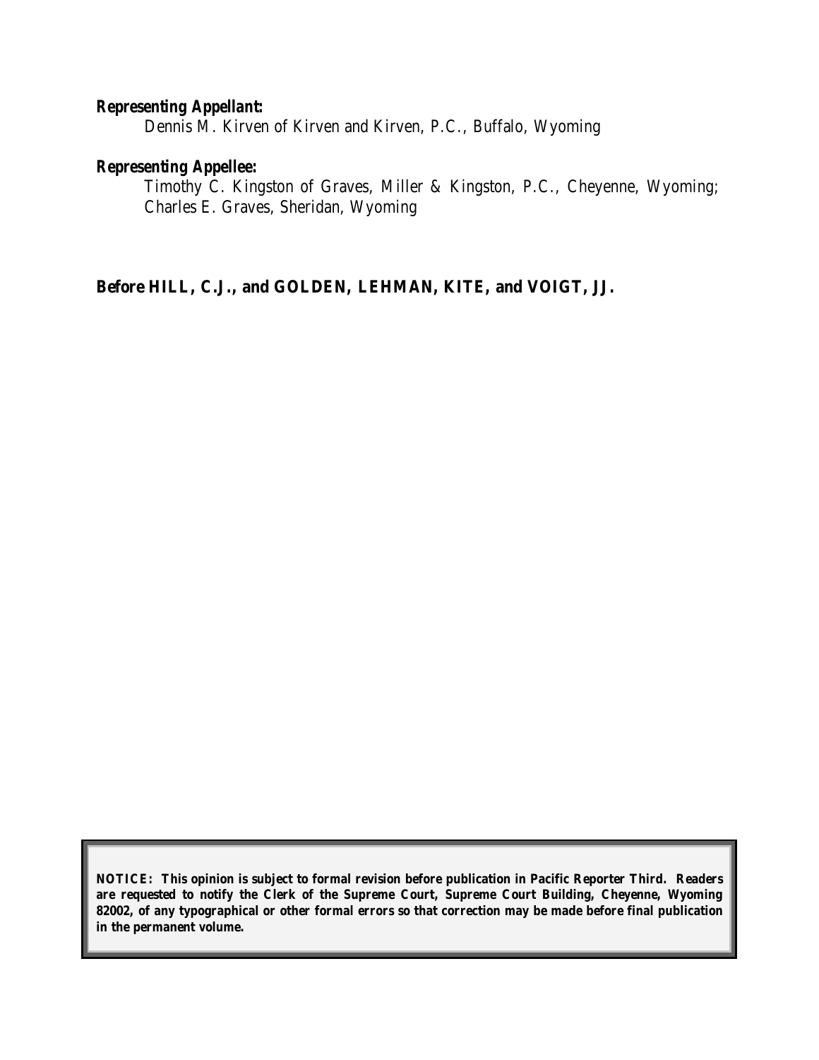***Representing Appellant:***

Dennis M. Kirven of Kirven and Kirven, P.C., Buffalo, Wyoming

***Representing Appellee:***

Timothy C. Kingston of Graves, Miller & Kingston, P.C., Cheyenne, Wyoming; Charles E. Graves, Sheridan, Wyoming

**Before HILL, C.J., and GOLDEN, LEHMAN, KITE, and VOIGT, JJ.**

**NOTICE: This opinion is subject to formal revision before publication in Pacific Reporter Third. Readers are requested to notify the Clerk of the Supreme Court, Supreme Court Building, Cheyenne, Wyoming 82002, of any typographical or other formal errors so that correction may be made before final publication in the permanent volume.**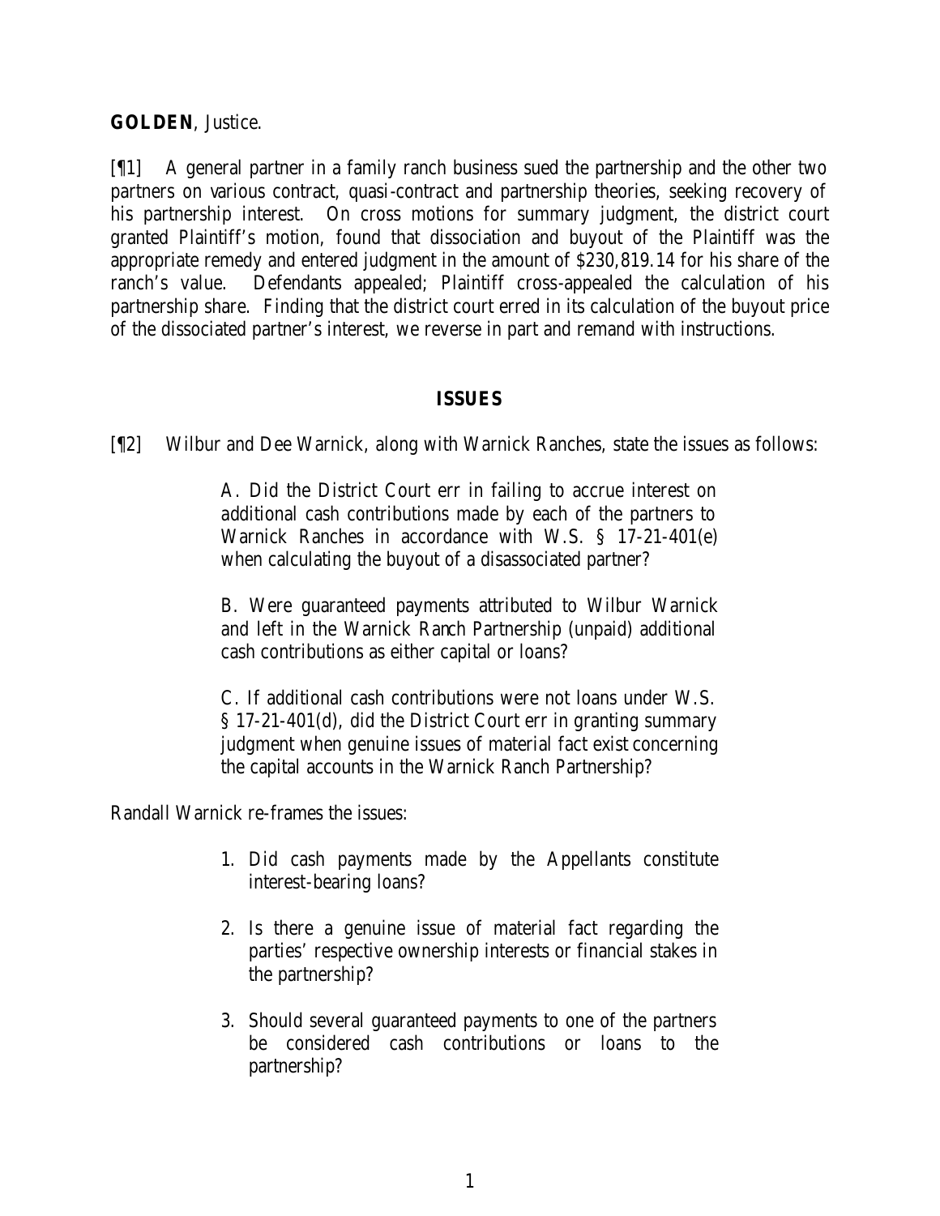**GOLDEN**, Justice.

[¶1] A general partner in a family ranch business sued the partnership and the other two partners on various contract, quasi-contract and partnership theories, seeking recovery of his partnership interest. On cross motions for summary judgment, the district court granted Plaintiff's motion, found that dissociation and buyout of the Plaintiff was the appropriate remedy and entered judgment in the amount of $230,819.14 for his share of the ranch's value. Defendants appealed; Plaintiff cross-appealed the calculation of his partnership share. Finding that the district court erred in its calculation of the buyout price of the dissociated partner's interest, we reverse in part and remand with instructions.

## ISSUES

[¶2] Wilbur and Dee Warnick, along with Warnick Ranches, state the issues as follows:

> A. Did the District Court err in failing to accrue interest on additional cash contributions made by each of the partners to Warnick Ranches in accordance with W.S. § 17-21-401(e) when calculating the buyout of a disassociated partner?
>
> B. Were guaranteed payments attributed to Wilbur Warnick and left in the Warnick Ranch Partnership (unpaid) additional cash contributions as either capital or loans?
>
> C. If additional cash contributions were not loans under W.S. § 17-21-401(d), did the District Court err in granting summary judgment when genuine issues of material fact exist concerning the capital accounts in the Warnick Ranch Partnership?

Randall Warnick re-frames the issues:

> 1. Did cash payments made by the Appellants constitute interest-bearing loans?
> 2. Is there a genuine issue of material fact regarding the parties' respective ownership interests or financial stakes in the partnership?
> 3. Should several guaranteed payments to one of the partners be considered cash contributions or loans to the partnership?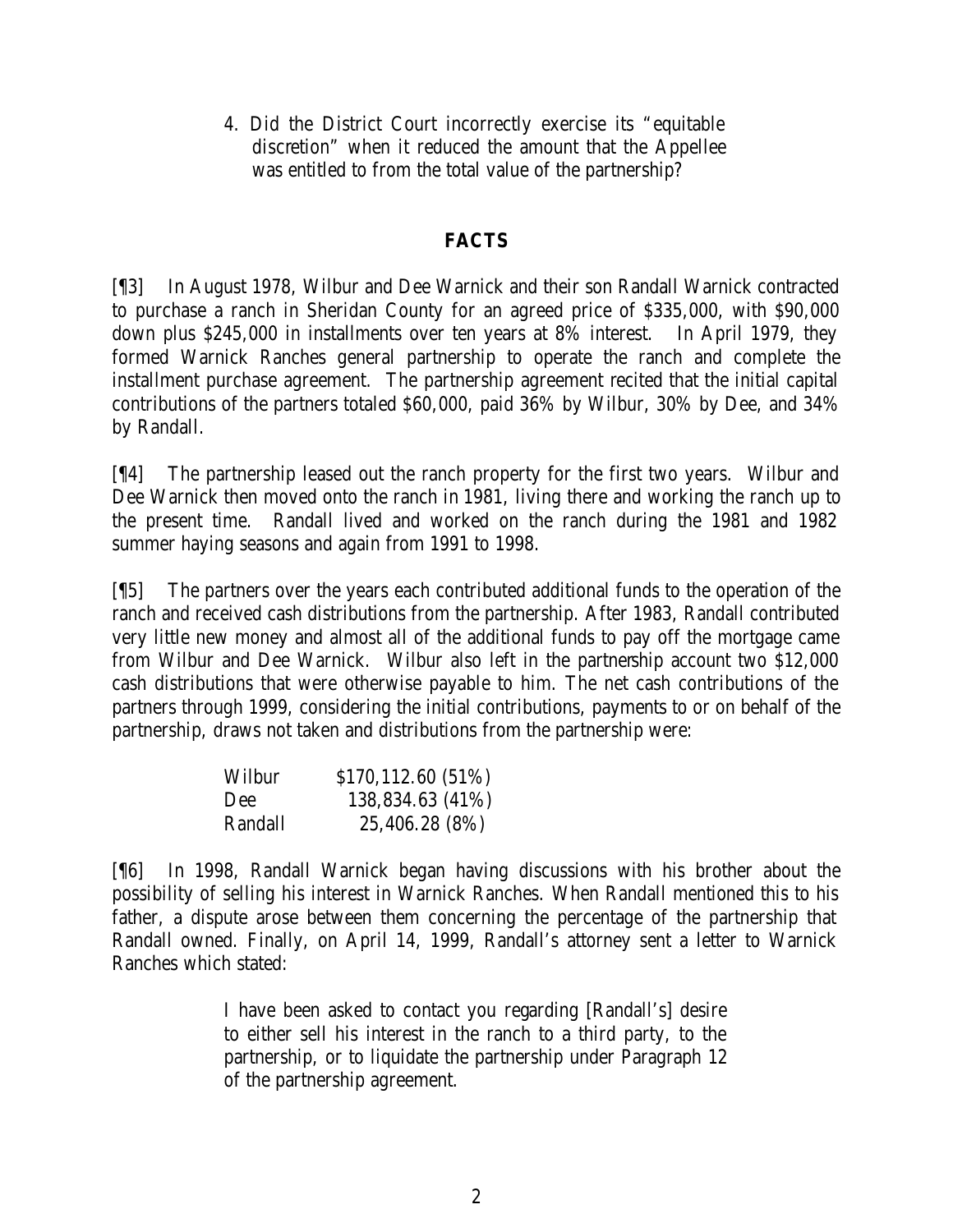4. Did the District Court incorrectly exercise its "equitable discretion" when it reduced the amount that the Appellee was entitled to from the total value of the partnership?

## FACTS

[¶3] In August 1978, Wilbur and Dee Warnick and their son Randall Warnick contracted to purchase a ranch in Sheridan County for an agreed price of $335,000, with $90,000 down plus $245,000 in installments over ten years at 8% interest. In April 1979, they formed Warnick Ranches general partnership to operate the ranch and complete the installment purchase agreement. The partnership agreement recited that the initial capital contributions of the partners totaled $60,000, paid 36% by Wilbur, 30% by Dee, and 34% by Randall.

[¶4] The partnership leased out the ranch property for the first two years. Wilbur and Dee Warnick then moved onto the ranch in 1981, living there and working the ranch up to the present time. Randall lived and worked on the ranch during the 1981 and 1982 summer haying seasons and again from 1991 to 1998.

[¶5] The partners over the years each contributed additional funds to the operation of the ranch and received cash distributions from the partnership. After 1983, Randall contributed very little new money and almost all of the additional funds to pay off the mortgage came from Wilbur and Dee Warnick. Wilbur also left in the partnership account two $12,000 cash distributions that were otherwise payable to him. The net cash contributions of the partners through 1999, considering the initial contributions, payments to or on behalf of the partnership, draws not taken and distributions from the partnership were:

| | |
|---|---|
| Wilbur | $170,112.60 (51%) |
| Dee | 138,834.63 (41%) |
| Randall | 25,406.28 (8%) |

[¶6] In 1998, Randall Warnick began having discussions with his brother about the possibility of selling his interest in Warnick Ranches. When Randall mentioned this to his father, a dispute arose between them concerning the percentage of the partnership that Randall owned. Finally, on April 14, 1999, Randall's attorney sent a letter to Warnick Ranches which stated:

> I have been asked to contact you regarding [Randall's] desire to either sell his interest in the ranch to a third party, to the partnership, or to liquidate the partnership under Paragraph 12 of the partnership agreement.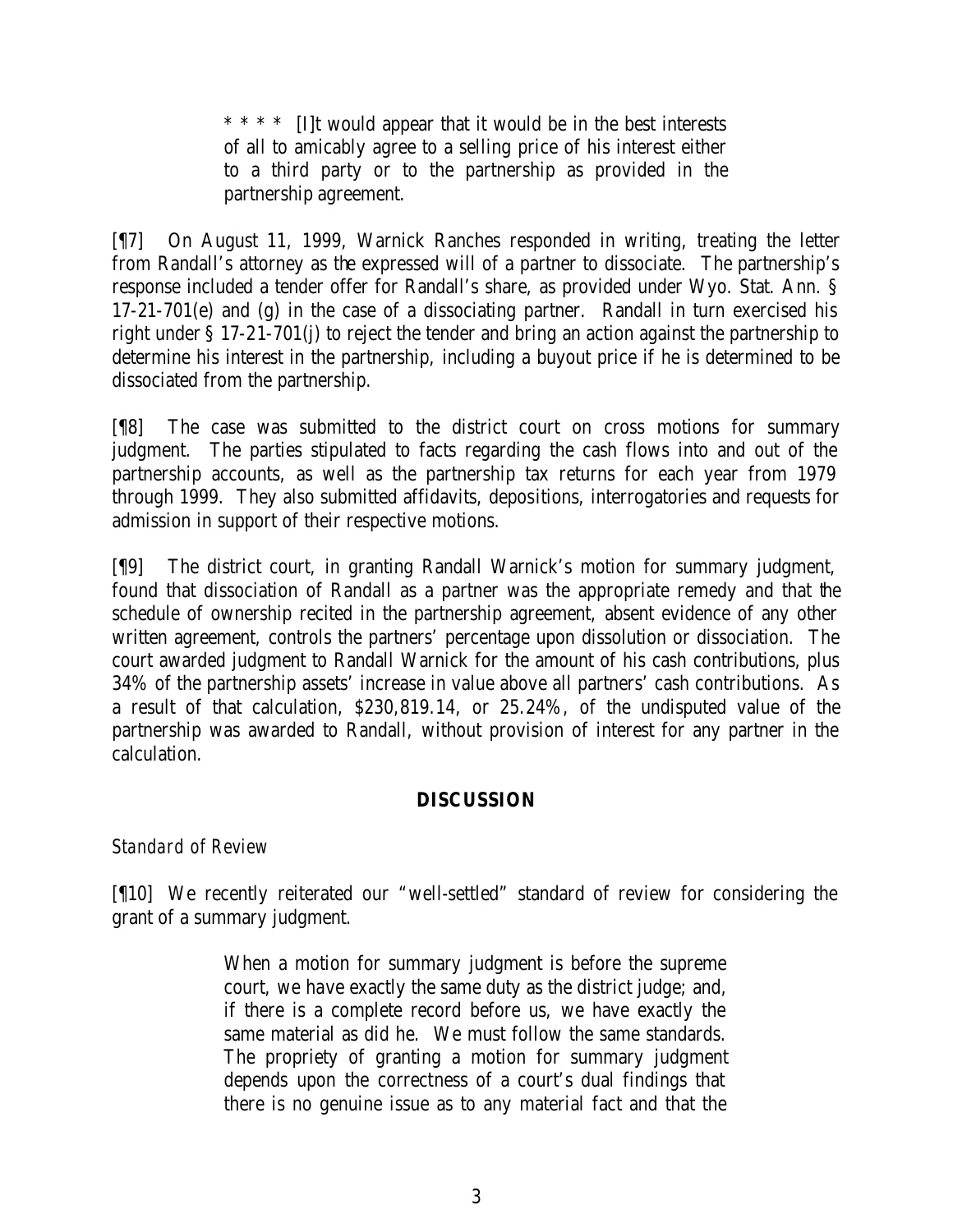> * * * * [I]t would appear that it would be in the best interests of all to amicably agree to a selling price of his interest either to a third party or to the partnership as provided in the partnership agreement.

[¶7] On August 11, 1999, Warnick Ranches responded in writing, treating the letter from Randall's attorney as the expressed will of a partner to dissociate. The partnership's response included a tender offer for Randall's share, as provided under Wyo. Stat. Ann. § 17-21-701(e) and (g) in the case of a dissociating partner. Randall in turn exercised his right under § 17-21-701(j) to reject the tender and bring an action against the partnership to determine his interest in the partnership, including a buyout price if he is determined to be dissociated from the partnership.

[¶8] The case was submitted to the district court on cross motions for summary judgment. The parties stipulated to facts regarding the cash flows into and out of the partnership accounts, as well as the partnership tax returns for each year from 1979 through 1999. They also submitted affidavits, depositions, interrogatories and requests for admission in support of their respective motions.

[¶9] The district court, in granting Randall Warnick's motion for summary judgment, found that dissociation of Randall as a partner was the appropriate remedy and that the schedule of ownership recited in the partnership agreement, absent evidence of any other written agreement, controls the partners' percentage upon dissolution or dissociation. The court awarded judgment to Randall Warnick for the amount of his cash contributions, plus 34% of the partnership assets' increase in value above all partners' cash contributions. As a result of that calculation, $230,819.14, or 25.24%, of the undisputed value of the partnership was awarded to Randall, without provision of interest for any partner in the calculation.

## DISCUSSION

*Standard of Review*

[¶10] We recently reiterated our "well-settled" standard of review for considering the grant of a summary judgment.

> When a motion for summary judgment is before the supreme court, we have exactly the same duty as the district judge; and, if there is a complete record before us, we have exactly the same material as did he. We must follow the same standards. The propriety of granting a motion for summary judgment depends upon the correctness of a court's dual findings that there is no genuine issue as to any material fact and that the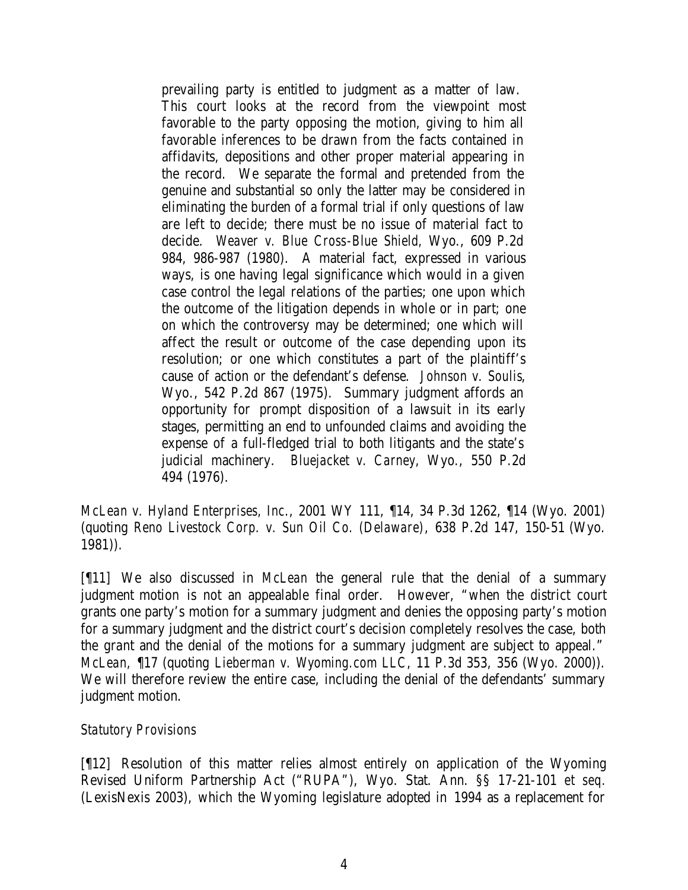> prevailing party is entitled to judgment as a matter of law. This court looks at the record from the viewpoint most favorable to the party opposing the motion, giving to him all favorable inferences to be drawn from the facts contained in affidavits, depositions and other proper material appearing in the record. We separate the formal and pretended from the genuine and substantial so only the latter may be considered in eliminating the burden of a formal trial if only questions of law are left to decide; there must be no issue of material fact to decide. *Weaver v. Blue Cross-Blue Shield,* Wyo., 609 P.2d 984, 986-987 (1980). A material fact, expressed in various ways, is one having legal significance which would in a given case control the legal relations of the parties; one upon which the outcome of the litigation depends in whole or in part; one on which the controversy may be determined; one which will affect the result or outcome of the case depending upon its resolution; or one which constitutes a part of the plaintiff's cause of action or the defendant's defense. *Johnson v. Soulis*, Wyo., 542 P.2d 867 (1975). Summary judgment affords an opportunity for prompt disposition of a lawsuit in its early stages, permitting an end to unfounded claims and avoiding the expense of a full-fledged trial to both litigants and the state's judicial machinery. *Bluejacket v. Carney*, Wyo., 550 P.2d 494 (1976).

*McLean v. Hyland Enterprises, Inc.*, 2001 WY 111, ¶14, 34 P.3d 1262, ¶14 (Wyo. 2001) (quoting *Reno Livestock Corp. v. Sun Oil Co. (Delaware)*, 638 P.2d 147, 150-51 (Wyo. 1981)).

[¶11] We also discussed in *McLean* the general rule that the denial of a summary judgment motion is not an appealable final order. However, "when the district court grants one party's motion for a summary judgment and denies the opposing party's motion for a summary judgment and the district court's decision completely resolves the case, both the grant and the denial of the motions for a summary judgment are subject to appeal." *McLean*, ¶17 (quoting *Lieberman v. Wyoming.com LLC*, 11 P.3d 353, 356 (Wyo. 2000)). We will therefore review the entire case, including the denial of the defendants' summary judgment motion.

*Statutory Provisions*

[¶12] Resolution of this matter relies almost entirely on application of the Wyoming Revised Uniform Partnership Act ("RUPA"), Wyo. Stat. Ann. §§ 17-21-101 *et seq.* (LexisNexis 2003), which the Wyoming legislature adopted in 1994 as a replacement for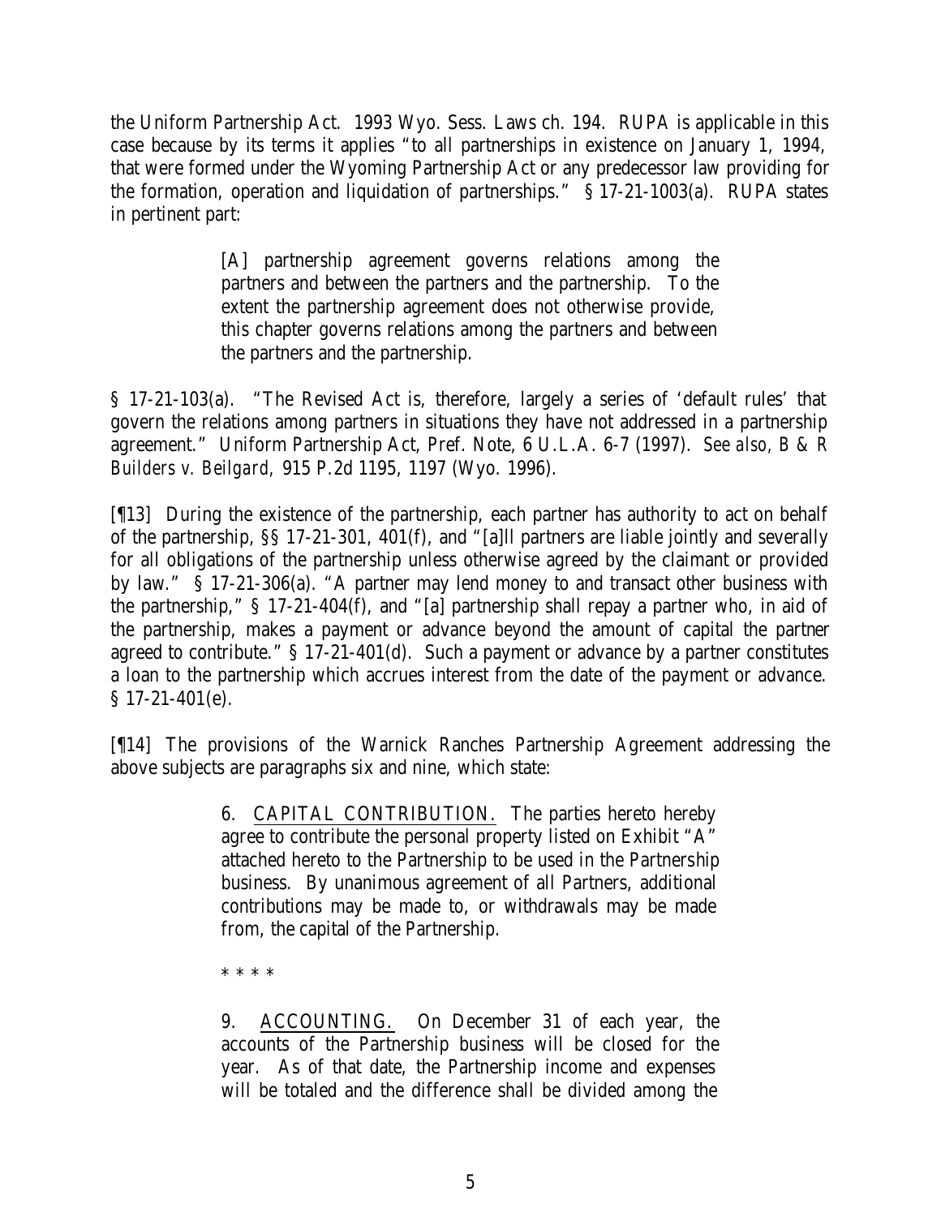the Uniform Partnership Act. 1993 Wyo. Sess. Laws ch. 194. RUPA is applicable in this case because by its terms it applies "to all partnerships in existence on January 1, 1994, that were formed under the Wyoming Partnership Act or any predecessor law providing for the formation, operation and liquidation of partnerships." § 17-21-1003(a). RUPA states in pertinent part:

> [A] partnership agreement governs relations among the partners and between the partners and the partnership. To the extent the partnership agreement does not otherwise provide, this chapter governs relations among the partners and between the partners and the partnership.

§ 17-21-103(a). "The Revised Act is, therefore, largely a series of 'default rules' that govern the relations among partners in situations they have not addressed in a partnership agreement." Uniform Partnership Act, Pref. Note, 6 U.L.A. 6-7 (1997). *See also*, *B & R Builders v. Beilgard*, 915 P.2d 1195, 1197 (Wyo. 1996).

[¶13] During the existence of the partnership, each partner has authority to act on behalf of the partnership, §§ 17-21-301, 401(f), and "[a]ll partners are liable jointly and severally for all obligations of the partnership unless otherwise agreed by the claimant or provided by law." § 17-21-306(a). "A partner may lend money to and transact other business with the partnership," § 17-21-404(f), and "[a] partnership shall repay a partner who, in aid of the partnership, makes a payment or advance beyond the amount of capital the partner agreed to contribute." § 17-21-401(d). Such a payment or advance by a partner constitutes a loan to the partnership which accrues interest from the date of the payment or advance. § 17-21-401(e).

[¶14] The provisions of the Warnick Ranches Partnership Agreement addressing the above subjects are paragraphs six and nine, which state:

> 6. <u>CAPITAL CONTRIBUTION.</u> The parties hereto hereby agree to contribute the personal property listed on Exhibit "A" attached hereto to the Partnership to be used in the Partnership business. By unanimous agreement of all Partners, additional contributions may be made to, or withdrawals may be made from, the capital of the Partnership.
>
> \* \* \* \*
>
> 9. <u>ACCOUNTING.</u> On December 31 of each year, the accounts of the Partnership business will be closed for the year. As of that date, the Partnership income and expenses will be totaled and the difference shall be divided among the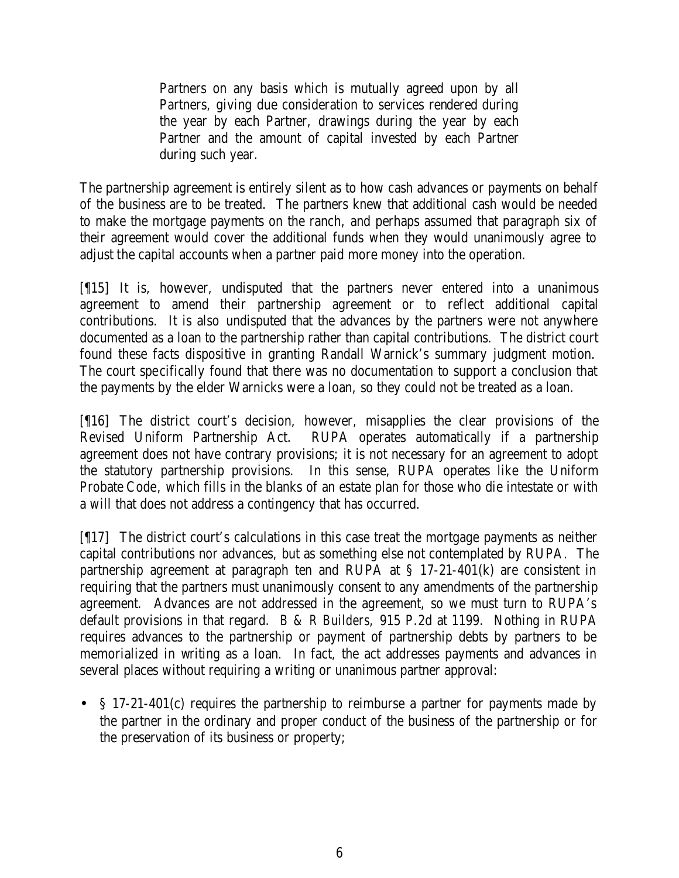> Partners on any basis which is mutually agreed upon by all Partners, giving due consideration to services rendered during the year by each Partner, drawings during the year by each Partner and the amount of capital invested by each Partner during such year.

The partnership agreement is entirely silent as to how cash advances or payments on behalf of the business are to be treated. The partners knew that additional cash would be needed to make the mortgage payments on the ranch, and perhaps assumed that paragraph six of their agreement would cover the additional funds when they would unanimously agree to adjust the capital accounts when a partner paid more money into the operation.

[¶15] It is, however, undisputed that the partners never entered into a unanimous agreement to amend their partnership agreement or to reflect additional capital contributions. It is also undisputed that the advances by the partners were not anywhere documented as a loan to the partnership rather than capital contributions. The district court found these facts dispositive in granting Randall Warnick's summary judgment motion. The court specifically found that there was no documentation to support a conclusion that the payments by the elder Warnicks were a loan, so they could not be treated as a loan.

[¶16] The district court's decision, however, misapplies the clear provisions of the Revised Uniform Partnership Act. RUPA operates automatically if a partnership agreement does not have contrary provisions; it is not necessary for an agreement to adopt the statutory partnership provisions. In this sense, RUPA operates like the Uniform Probate Code, which fills in the blanks of an estate plan for those who die intestate or with a will that does not address a contingency that has occurred.

[¶17] The district court's calculations in this case treat the mortgage payments as neither capital contributions nor advances, but as something else not contemplated by RUPA. The partnership agreement at paragraph ten and RUPA at § 17-21-401(k) are consistent in requiring that the partners must unanimously consent to any amendments of the partnership agreement. Advances are not addressed in the agreement, so we must turn to RUPA's default provisions in that regard. *B & R Builders*, 915 P.2d at 1199. Nothing in RUPA requires advances to the partnership or payment of partnership debts by partners to be memorialized in writing as a loan. In fact, the act addresses payments and advances in several places without requiring a writing or unanimous partner approval:

- § 17-21-401(c) requires the partnership to reimburse a partner for payments made by the partner in the ordinary and proper conduct of the business of the partnership or for the preservation of its business or property;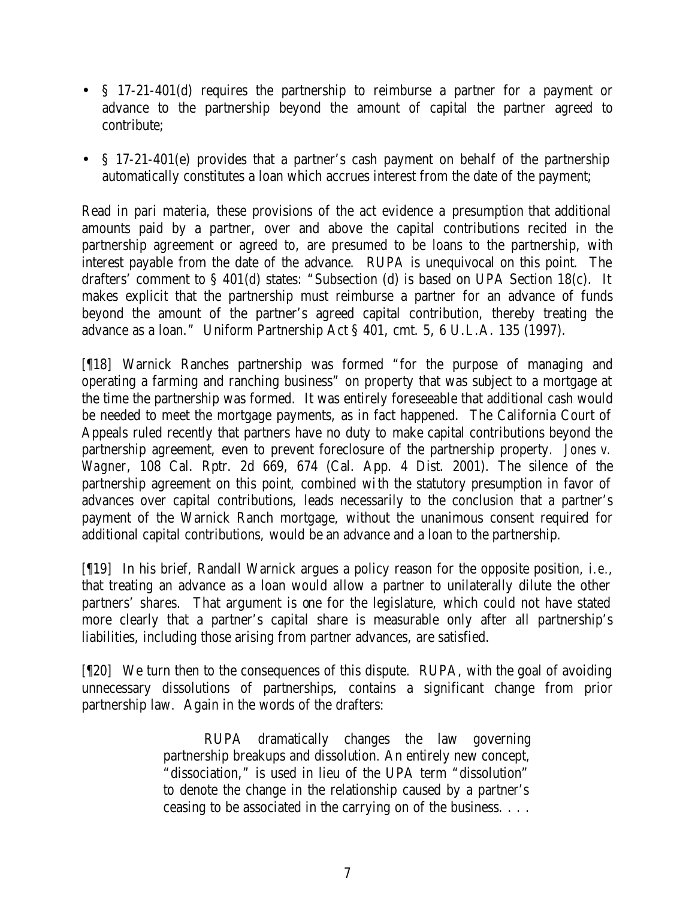- § 17-21-401(d) requires the partnership to reimburse a partner for a payment or advance to the partnership beyond the amount of capital the partner agreed to contribute;

- § 17-21-401(e) provides that a partner's cash payment on behalf of the partnership automatically constitutes a loan which accrues interest from the date of the payment;

Read in pari materia, these provisions of the act evidence a presumption that additional amounts paid by a partner, over and above the capital contributions recited in the partnership agreement or agreed to, are presumed to be loans to the partnership, with interest payable from the date of the advance. RUPA is unequivocal on this point. The drafters' comment to § 401(d) states: "Subsection (d) is based on UPA Section 18(c). It makes explicit that the partnership must reimburse a partner for an advance of funds beyond the amount of the partner's agreed capital contribution, thereby treating the advance as a loan." Uniform Partnership Act § 401, cmt. 5, 6 U.L.A. 135 (1997).

[¶18] Warnick Ranches partnership was formed "for the purpose of managing and operating a farming and ranching business" on property that was subject to a mortgage at the time the partnership was formed. It was entirely foreseeable that additional cash would be needed to meet the mortgage payments, as in fact happened. The California Court of Appeals ruled recently that partners have no duty to make capital contributions beyond the partnership agreement, even to prevent foreclosure of the partnership property. *Jones v. Wagner*, 108 Cal. Rptr. 2d 669, 674 (Cal. App. 4 Dist. 2001). The silence of the partnership agreement on this point, combined with the statutory presumption in favor of advances over capital contributions, leads necessarily to the conclusion that a partner's payment of the Warnick Ranch mortgage, without the unanimous consent required for additional capital contributions, would be an advance and a loan to the partnership.

[¶19] In his brief, Randall Warnick argues a policy reason for the opposite position, *i.e.*, that treating an advance as a loan would allow a partner to unilaterally dilute the other partners' shares. That argument is one for the legislature, which could not have stated more clearly that a partner's capital share is measurable only after all partnership's liabilities, including those arising from partner advances, are satisfied.

[¶20] We turn then to the consequences of this dispute. RUPA, with the goal of avoiding unnecessary dissolutions of partnerships, contains a significant change from prior partnership law. Again in the words of the drafters:

> RUPA dramatically changes the law governing partnership breakups and dissolution. An entirely new concept, "dissociation," is used in lieu of the UPA term "dissolution" to denote the change in the relationship caused by a partner's ceasing to be associated in the carrying on of the business. . . .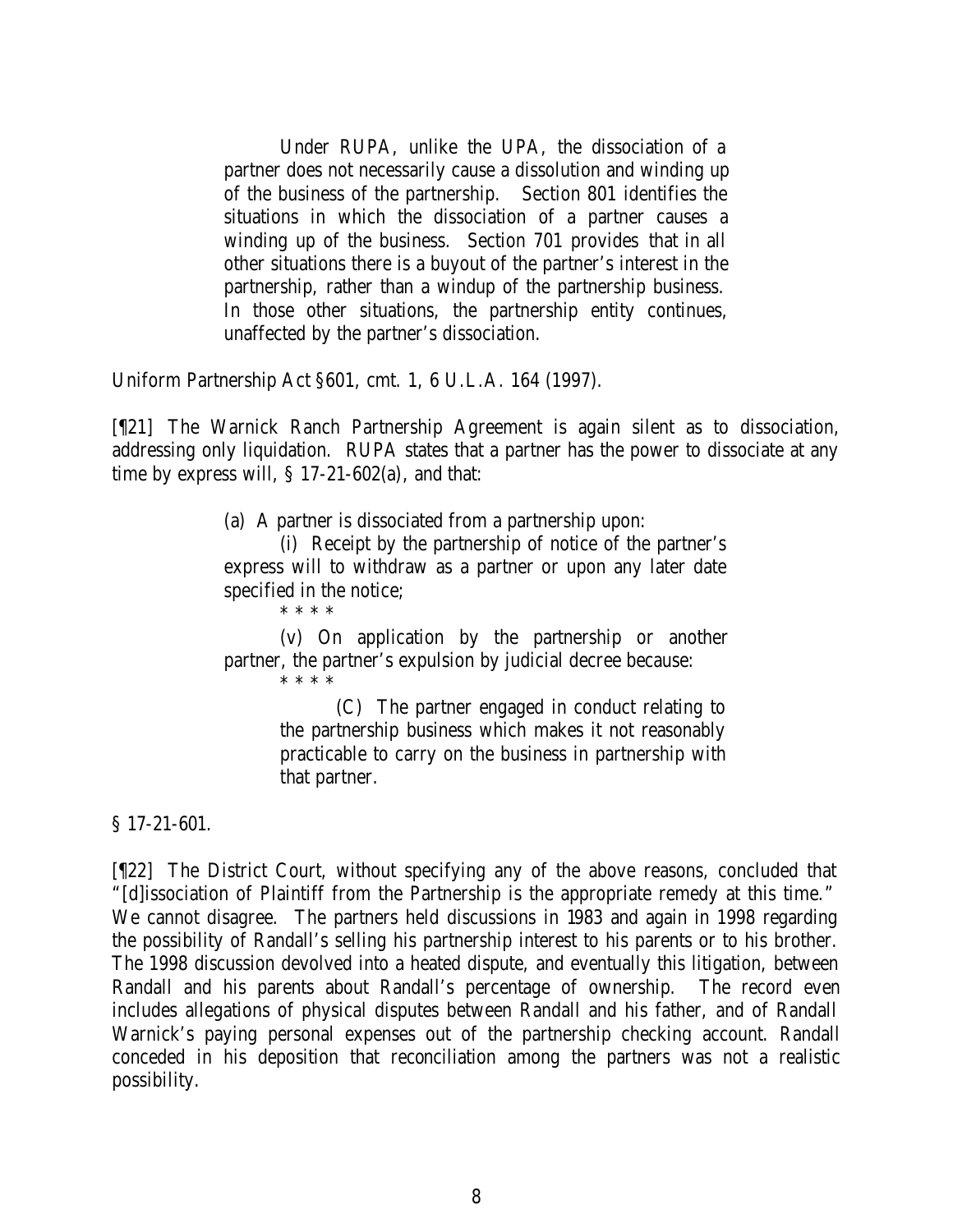> Under RUPA, unlike the UPA, the dissociation of a partner does not necessarily cause a dissolution and winding up of the business of the partnership. Section 801 identifies the situations in which the dissociation of a partner causes a winding up of the business. Section 701 provides that in all other situations there is a buyout of the partner's interest in the partnership, rather than a windup of the partnership business. In those other situations, the partnership entity continues, unaffected by the partner's dissociation.

Uniform Partnership Act §601, cmt. 1, 6 U.L.A. 164 (1997).

[¶21] The Warnick Ranch Partnership Agreement is again silent as to dissociation, addressing only liquidation. RUPA states that a partner has the power to dissociate at any time by express will, § 17-21-602(a), and that:

> (a) A partner is dissociated from a partnership upon:
>
> (i) Receipt by the partnership of notice of the partner's express will to withdraw as a partner or upon any later date specified in the notice;
>
> \* \* \* \*
>
> (v) On application by the partnership or another partner, the partner's expulsion by judicial decree because:
>
> \* \* \* \*
>
> (C) The partner engaged in conduct relating to the partnership business which makes it not reasonably practicable to carry on the business in partnership with that partner.

§ 17-21-601.

[¶22] The District Court, without specifying any of the above reasons, concluded that "[d]issociation of Plaintiff from the Partnership is the appropriate remedy at this time." We cannot disagree. The partners held discussions in 1983 and again in 1998 regarding the possibility of Randall's selling his partnership interest to his parents or to his brother. The 1998 discussion devolved into a heated dispute, and eventually this litigation, between Randall and his parents about Randall's percentage of ownership. The record even includes allegations of physical disputes between Randall and his father, and of Randall Warnick's paying personal expenses out of the partnership checking account. Randall conceded in his deposition that reconciliation among the partners was not a realistic possibility.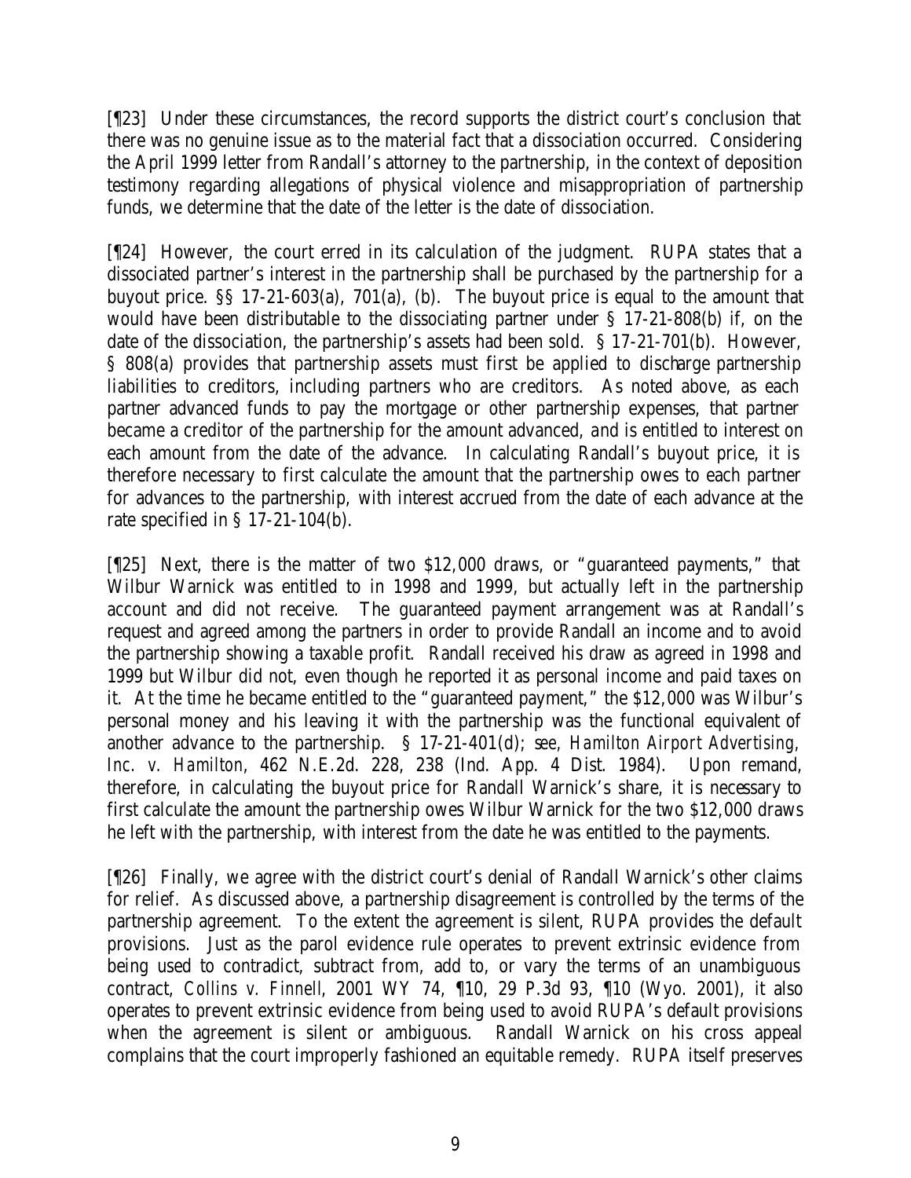[¶23] Under these circumstances, the record supports the district court's conclusion that there was no genuine issue as to the material fact that a dissociation occurred. Considering the April 1999 letter from Randall's attorney to the partnership, in the context of deposition testimony regarding allegations of physical violence and misappropriation of partnership funds, we determine that the date of the letter is the date of dissociation.

[¶24] However, the court erred in its calculation of the judgment. RUPA states that a dissociated partner's interest in the partnership shall be purchased by the partnership for a buyout price. §§ 17-21-603(a), 701(a), (b). The buyout price is equal to the amount that would have been distributable to the dissociating partner under § 17-21-808(b) if, on the date of the dissociation, the partnership's assets had been sold. § 17-21-701(b). However, § 808(a) provides that partnership assets must first be applied to discharge partnership liabilities to creditors, including partners who are creditors. As noted above, as each partner advanced funds to pay the mortgage or other partnership expenses, that partner became a creditor of the partnership for the amount advanced, and is entitled to interest on each amount from the date of the advance. In calculating Randall's buyout price, it is therefore necessary to first calculate the amount that the partnership owes to each partner for advances to the partnership, with interest accrued from the date of each advance at the rate specified in § 17-21-104(b).

[¶25] Next, there is the matter of two $12,000 draws, or "guaranteed payments," that Wilbur Warnick was entitled to in 1998 and 1999, but actually left in the partnership account and did not receive. The guaranteed payment arrangement was at Randall's request and agreed among the partners in order to provide Randall an income and to avoid the partnership showing a taxable profit. Randall received his draw as agreed in 1998 and 1999 but Wilbur did not, even though he reported it as personal income and paid taxes on it. At the time he became entitled to the "guaranteed payment," the $12,000 was Wilbur's personal money and his leaving it with the partnership was the functional equivalent of another advance to the partnership. § 17-21-401(d); *see*, *Hamilton Airport Advertising, Inc. v. Hamilton*, 462 N.E.2d. 228, 238 (Ind. App. 4 Dist. 1984). Upon remand, therefore, in calculating the buyout price for Randall Warnick's share, it is necessary to first calculate the amount the partnership owes Wilbur Warnick for the two $12,000 draws he left with the partnership, with interest from the date he was entitled to the payments.

[¶26] Finally, we agree with the district court's denial of Randall Warnick's other claims for relief. As discussed above, a partnership disagreement is controlled by the terms of the partnership agreement. To the extent the agreement is silent, RUPA provides the default provisions. Just as the parol evidence rule operates to prevent extrinsic evidence from being used to contradict, subtract from, add to, or vary the terms of an unambiguous contract, *Collins v. Finnell*, 2001 WY 74, ¶10, 29 P.3d 93, ¶10 (Wyo. 2001), it also operates to prevent extrinsic evidence from being used to avoid RUPA's default provisions when the agreement is silent or ambiguous. Randall Warnick on his cross appeal complains that the court improperly fashioned an equitable remedy. RUPA itself preserves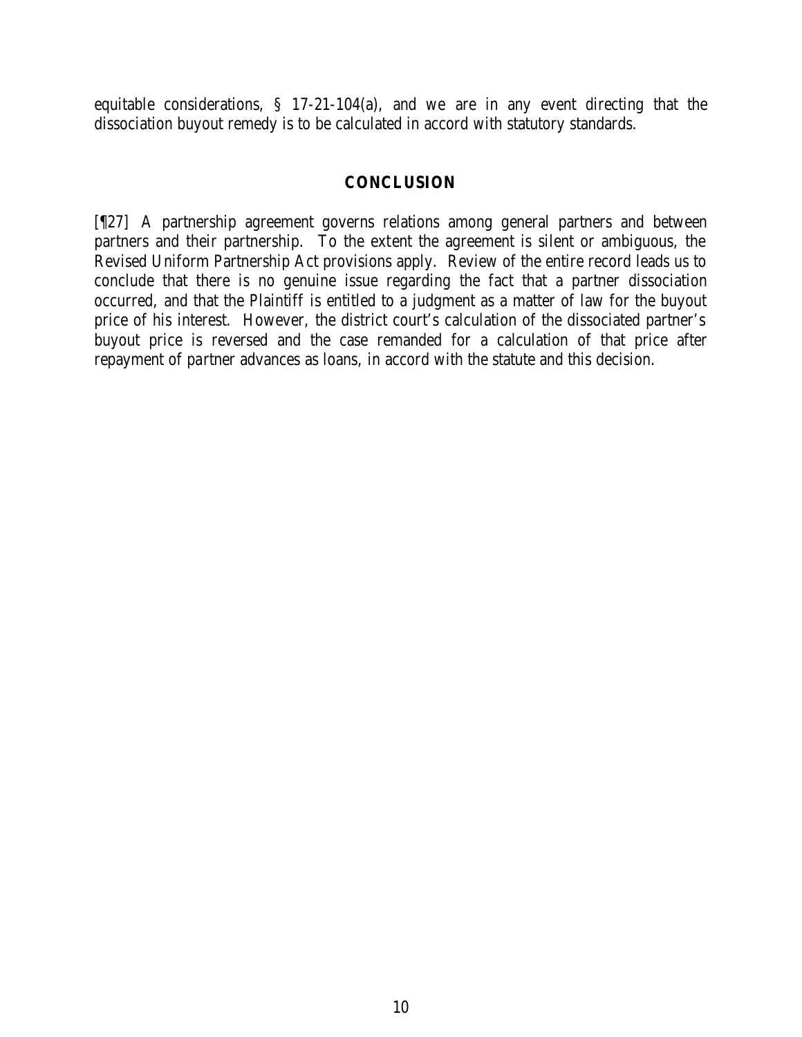equitable considerations, § 17-21-104(a), and we are in any event directing that the dissociation buyout remedy is to be calculated in accord with statutory standards.

## CONCLUSION

[¶27] A partnership agreement governs relations among general partners and between partners and their partnership. To the extent the agreement is silent or ambiguous, the Revised Uniform Partnership Act provisions apply. Review of the entire record leads us to conclude that there is no genuine issue regarding the fact that a partner dissociation occurred, and that the Plaintiff is entitled to a judgment as a matter of law for the buyout price of his interest. However, the district court's calculation of the dissociated partner's buyout price is reversed and the case remanded for a calculation of that price after repayment of partner advances as loans, in accord with the statute and this decision.